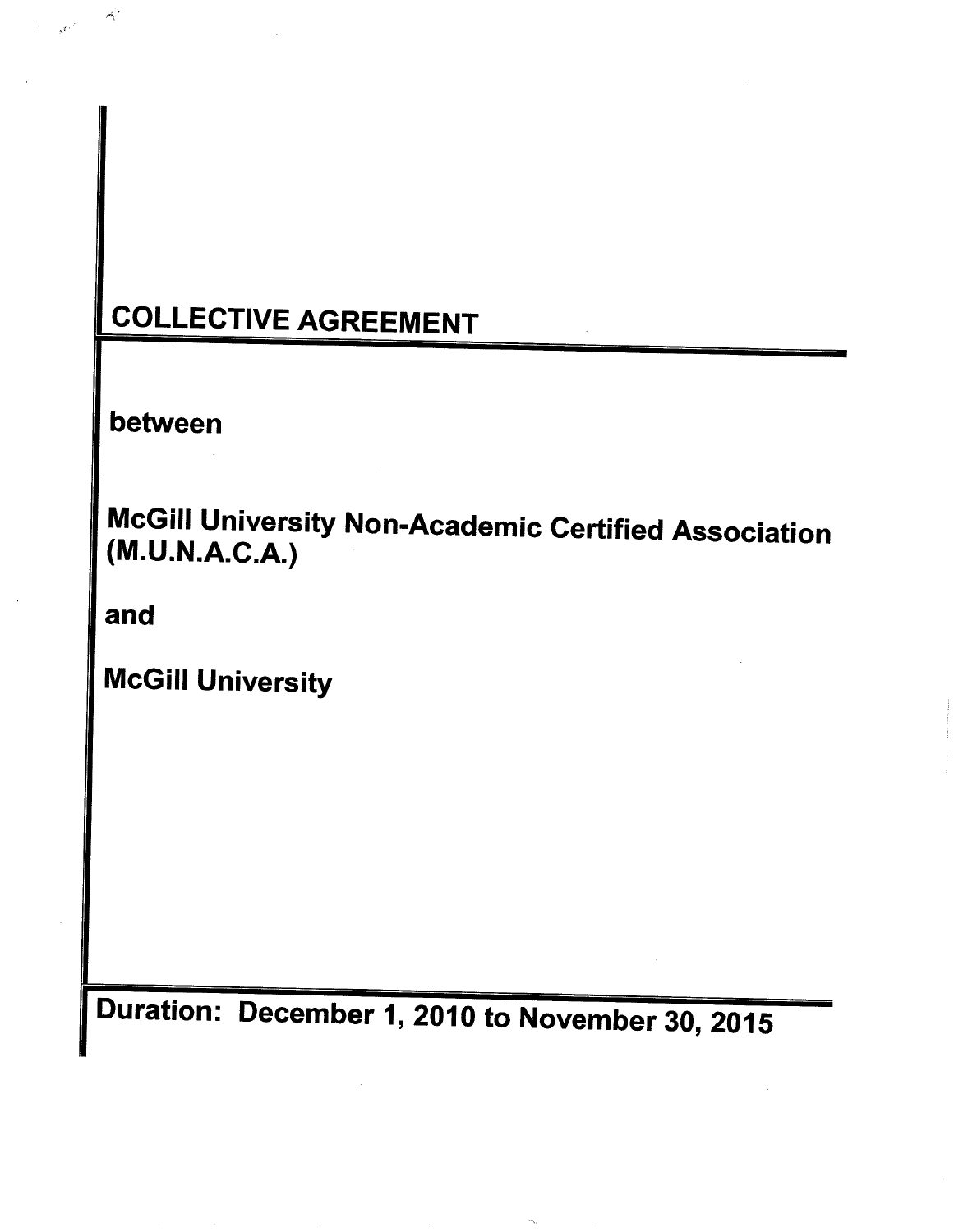# COLLECTIVE AGREEMENT

between

**McGill University Non-Academic Certified Association (M.U.N.A.C.A.)**

and

**McGill University**

**Duration: December 1, 2010 to November 30, 2015**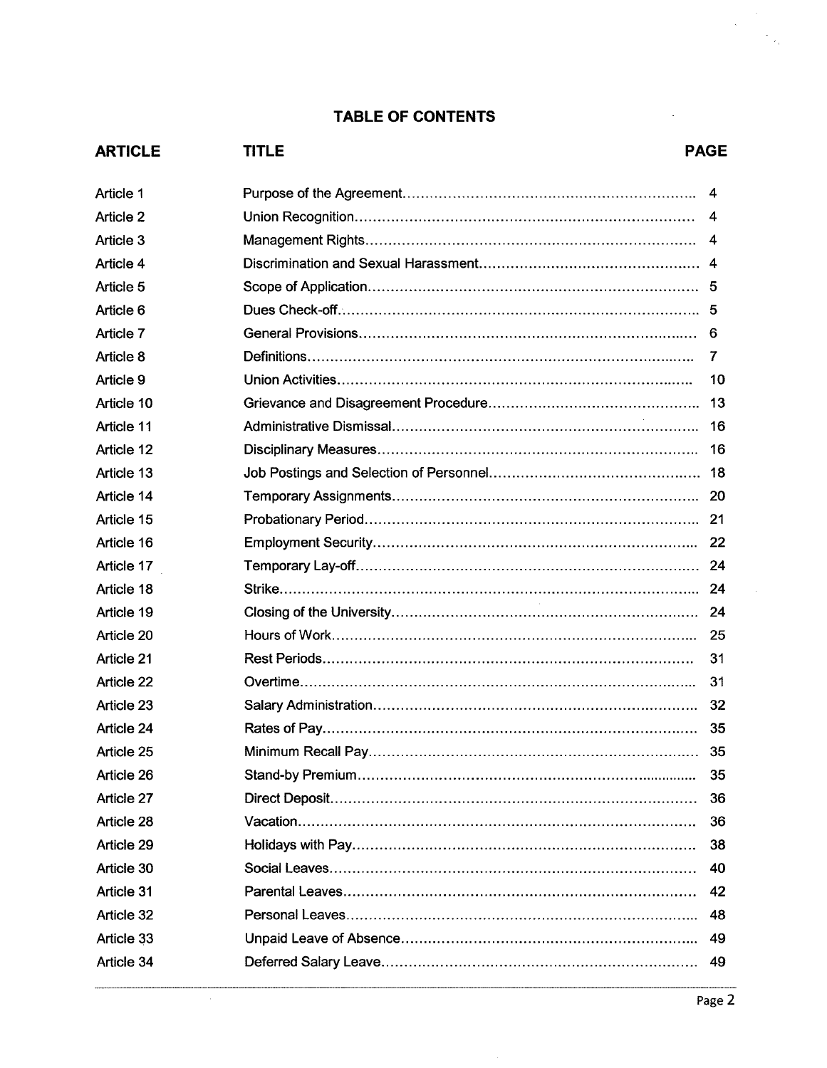## TABLE OF CONTENTS

| ARTICLE | TITLE | PAGE |
|---|---|---|
| Article 1 | Purpose of the Agreement | 4 |
| Article 2 | Union Recognition | 4 |
| Article 3 | Management Rights | 4 |
| Article 4 | Discrimination and Sexual Harassment | 4 |
| Article 5 | Scope of Application | 5 |
| Article 6 | Dues Check-off | 5 |
| Article 7 | General Provisions | 6 |
| Article 8 | Definitions | 7 |
| Article 9 | Union Activities | 10 |
| Article 10 | Grievance and Disagreement Procedure | 13 |
| Article 11 | Administrative Dismissal | 16 |
| Article 12 | Disciplinary Measures | 16 |
| Article 13 | Job Postings and Selection of Personnel | 18 |
| Article 14 | Temporary Assignments | 20 |
| Article 15 | Probationary Period | 21 |
| Article 16 | Employment Security | 22 |
| Article 17 | Temporary Lay-off | 24 |
| Article 18 | Strike | 24 |
| Article 19 | Closing of the University | 24 |
| Article 20 | Hours of Work | 25 |
| Article 21 | Rest Periods | 31 |
| Article 22 | Overtime | 31 |
| Article 23 | Salary Administration | 32 |
| Article 24 | Rates of Pay | 35 |
| Article 25 | Minimum Recall Pay | 35 |
| Article 26 | Stand-by Premium | 35 |
| Article 27 | Direct Deposit | 36 |
| Article 28 | Vacation | 36 |
| Article 29 | Holidays with Pay | 38 |
| Article 30 | Social Leaves | 40 |
| Article 31 | Parental Leaves | 42 |
| Article 32 | Personal Leaves | 48 |
| Article 33 | Unpaid Leave of Absence | 49 |
| Article 34 | Deferred Salary Leave | 49 |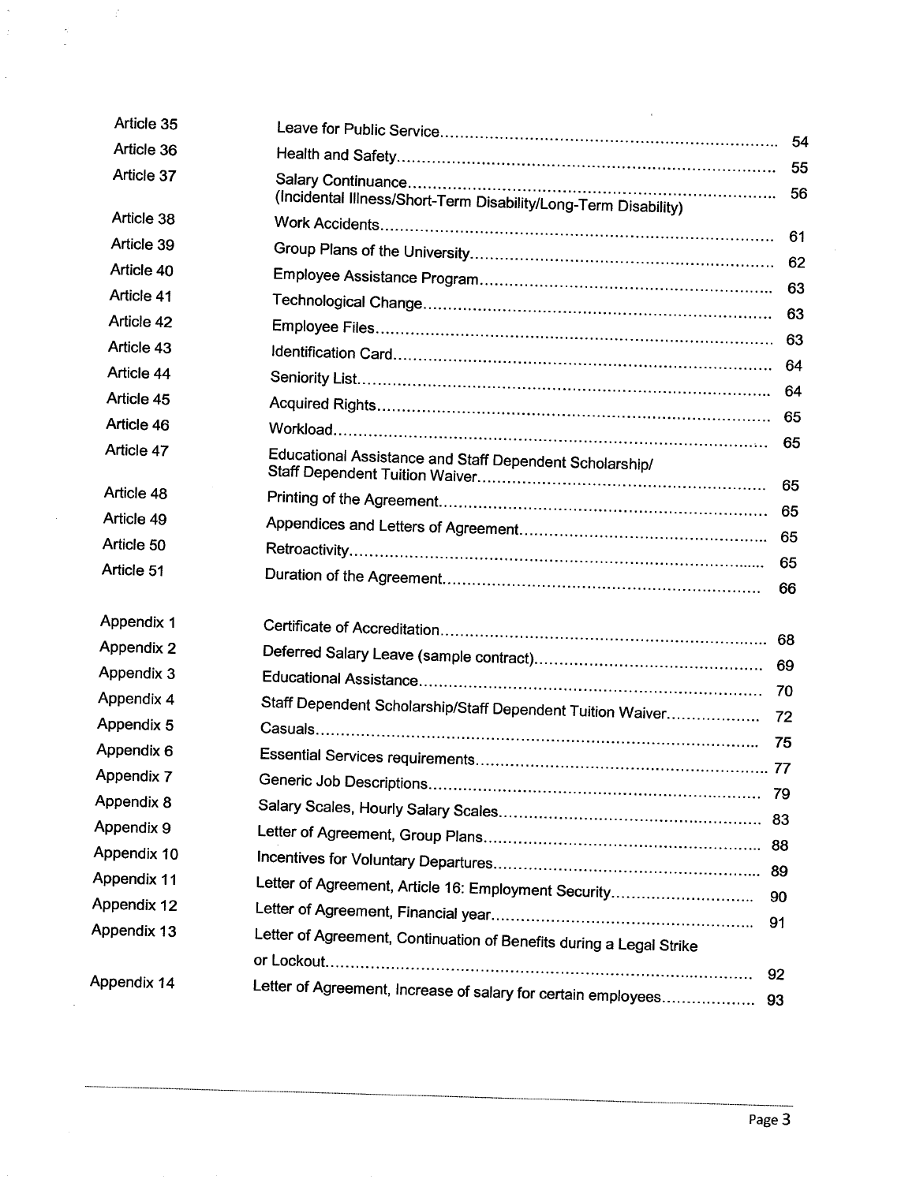| | | |
|---|---|---|
| Article 35 | Leave for Public Service | 54 |
| Article 36 | Health and Safety | 55 |
| Article 37 | Salary Continuance (Incidental Illness/Short-Term Disability/Long-Term Disability) | 56 |
| Article 38 | Work Accidents | 61 |
| Article 39 | Group Plans of the University | 62 |
| Article 40 | Employee Assistance Program | 63 |
| Article 41 | Technological Change | 63 |
| Article 42 | Employee Files | 63 |
| Article 43 | Identification Card | 64 |
| Article 44 | Seniority List | 64 |
| Article 45 | Acquired Rights | 65 |
| Article 46 | Workload | 65 |
| Article 47 | Educational Assistance and Staff Dependent Scholarship/ Staff Dependent Tuition Waiver | 65 |
| Article 48 | Printing of the Agreement | 65 |
| Article 49 | Appendices and Letters of Agreement | 65 |
| Article 50 | Retroactivity | 65 |
| Article 51 | Duration of the Agreement | 66 |
| Appendix 1 | Certificate of Accreditation | 68 |
| Appendix 2 | Deferred Salary Leave (sample contract) | 69 |
| Appendix 3 | Educational Assistance | 70 |
| Appendix 4 | Staff Dependent Scholarship/Staff Dependent Tuition Waiver | 72 |
| Appendix 5 | Casuals | 75 |
| Appendix 6 | Essential Services requirements | 77 |
| Appendix 7 | Generic Job Descriptions | 79 |
| Appendix 8 | Salary Scales, Hourly Salary Scales | 83 |
| Appendix 9 | Letter of Agreement, Group Plans | 88 |
| Appendix 10 | Incentives for Voluntary Departures | 89 |
| Appendix 11 | Letter of Agreement, Article 16: Employment Security | 90 |
| Appendix 12 | Letter of Agreement, Financial year | 91 |
| Appendix 13 | Letter of Agreement, Continuation of Benefits during a Legal Strike or Lockout | 92 |
| Appendix 14 | Letter of Agreement, Increase of salary for certain employees | 93 |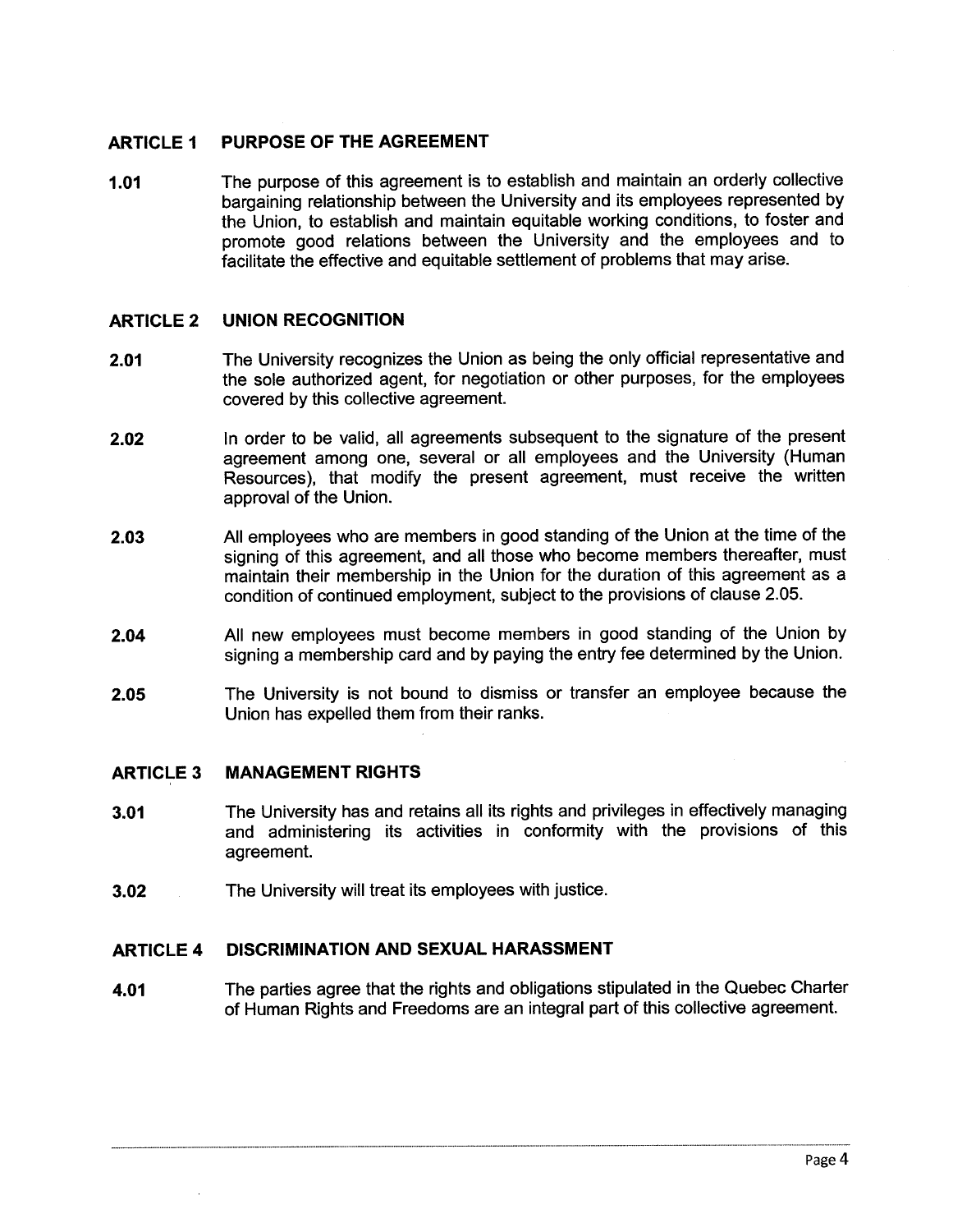## ARTICLE 1 PURPOSE OF THE AGREEMENT

**1.01** The purpose of this agreement is to establish and maintain an orderly collective bargaining relationship between the University and its employees represented by the Union, to establish and maintain equitable working conditions, to foster and promote good relations between the University and the employees and to facilitate the effective and equitable settlement of problems that may arise.

## ARTICLE 2 UNION RECOGNITION

**2.01** The University recognizes the Union as being the only official representative and the sole authorized agent, for negotiation or other purposes, for the employees covered by this collective agreement.

**2.02** In order to be valid, all agreements subsequent to the signature of the present agreement among one, several or all employees and the University (Human Resources), that modify the present agreement, must receive the written approval of the Union.

**2.03** All employees who are members in good standing of the Union at the time of the signing of this agreement, and all those who become members thereafter, must maintain their membership in the Union for the duration of this agreement as a condition of continued employment, subject to the provisions of clause 2.05.

**2.04** All new employees must become members in good standing of the Union by signing a membership card and by paying the entry fee determined by the Union.

**2.05** The University is not bound to dismiss or transfer an employee because the Union has expelled them from their ranks.

## ARTICLE 3 MANAGEMENT RIGHTS

**3.01** The University has and retains all its rights and privileges in effectively managing and administering its activities in conformity with the provisions of this agreement.

**3.02** The University will treat its employees with justice.

## ARTICLE 4 DISCRIMINATION AND SEXUAL HARASSMENT

**4.01** The parties agree that the rights and obligations stipulated in the Quebec Charter of Human Rights and Freedoms are an integral part of this collective agreement.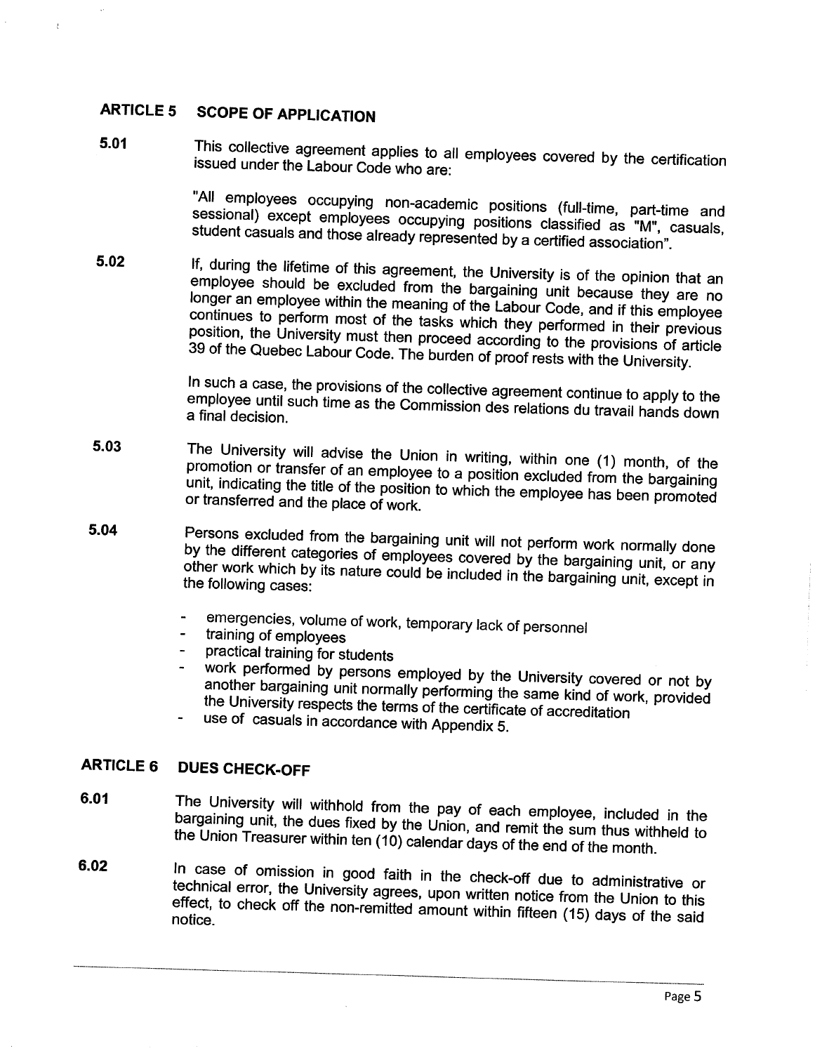## ARTICLE 5 SCOPE OF APPLICATION

**5.01** This collective agreement applies to all employees covered by the certification issued under the Labour Code who are:

"All employees occupying non-academic positions (full-time, part-time and sessional) except employees occupying positions classified as "M", casuals, student casuals and those already represented by a certified association".

**5.02** If, during the lifetime of this agreement, the University is of the opinion that an employee should be excluded from the bargaining unit because they are no longer an employee within the meaning of the Labour Code, and if this employee continues to perform most of the tasks which they performed in their previous position, the University must then proceed according to the provisions of article 39 of the Quebec Labour Code. The burden of proof rests with the University.

In such a case, the provisions of the collective agreement continue to apply to the employee until such time as the Commission des relations du travail hands down a final decision.

**5.03** The University will advise the Union in writing, within one (1) month, of the promotion or transfer of an employee to a position excluded from the bargaining unit, indicating the title of the position to which the employee has been promoted or transferred and the place of work.

**5.04** Persons excluded from the bargaining unit will not perform work normally done by the different categories of employees covered by the bargaining unit, or any other work which by its nature could be included in the bargaining unit, except in the following cases:

- emergencies, volume of work, temporary lack of personnel
- training of employees
- practical training for students
- work performed by persons employed by the University covered or not by another bargaining unit normally performing the same kind of work, provided the University respects the terms of the certificate of accreditation
- use of casuals in accordance with Appendix 5.

## ARTICLE 6 DUES CHECK-OFF

**6.01** The University will withhold from the pay of each employee, included in the bargaining unit, the dues fixed by the Union, and remit the sum thus withheld to the Union Treasurer within ten (10) calendar days of the end of the month.

**6.02** In case of omission in good faith in the check-off due to administrative or technical error, the University agrees, upon written notice from the Union to this effect, to check off the non-remitted amount within fifteen (15) days of the said notice.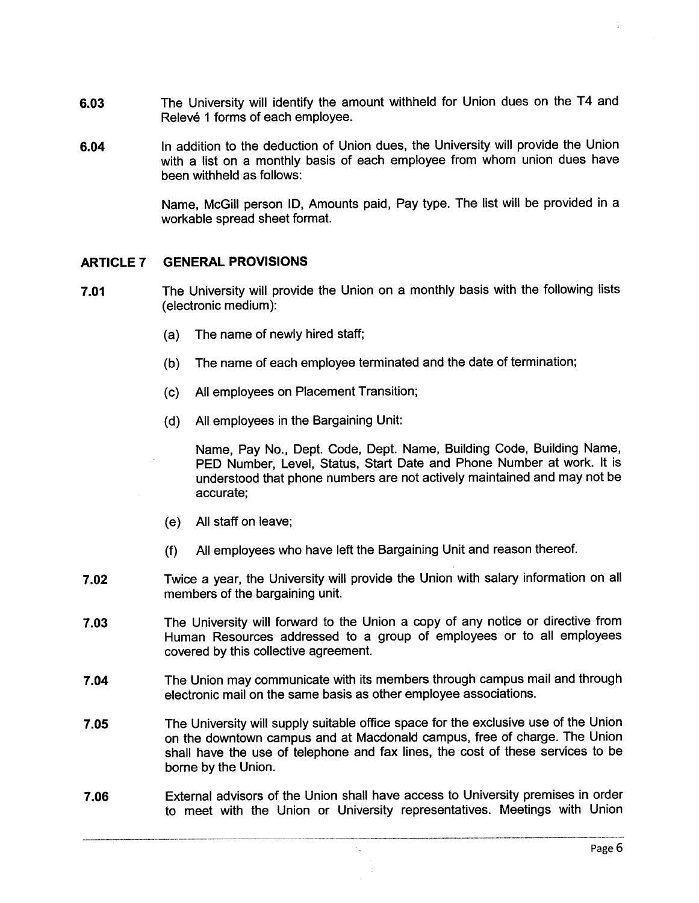**6.03** The University will identify the amount withheld for Union dues on the T4 and Relevé 1 forms of each employee.

**6.04** In addition to the deduction of Union dues, the University will provide the Union with a list on a monthly basis of each employee from whom union dues have been withheld as follows:

Name, McGill person ID, Amounts paid, Pay type. The list will be provided in a workable spread sheet format.

## ARTICLE 7 GENERAL PROVISIONS

**7.01** The University will provide the Union on a monthly basis with the following lists (electronic medium):

(a) The name of newly hired staff;

(b) The name of each employee terminated and the date of termination;

(c) All employees on Placement Transition;

(d) All employees in the Bargaining Unit:

Name, Pay No., Dept. Code, Dept. Name, Building Code, Building Name, PED Number, Level, Status, Start Date and Phone Number at work. It is understood that phone numbers are not actively maintained and may not be accurate;

(e) All staff on leave;

(f) All employees who have left the Bargaining Unit and reason thereof.

**7.02** Twice a year, the University will provide the Union with salary information on all members of the bargaining unit.

**7.03** The University will forward to the Union a copy of any notice or directive from Human Resources addressed to a group of employees or to all employees covered by this collective agreement.

**7.04** The Union may communicate with its members through campus mail and through electronic mail on the same basis as other employee associations.

**7.05** The University will supply suitable office space for the exclusive use of the Union on the downtown campus and at Macdonald campus, free of charge. The Union shall have the use of telephone and fax lines, the cost of these services to be borne by the Union.

**7.06** External advisors of the Union shall have access to University premises in order to meet with the Union or University representatives. Meetings with Union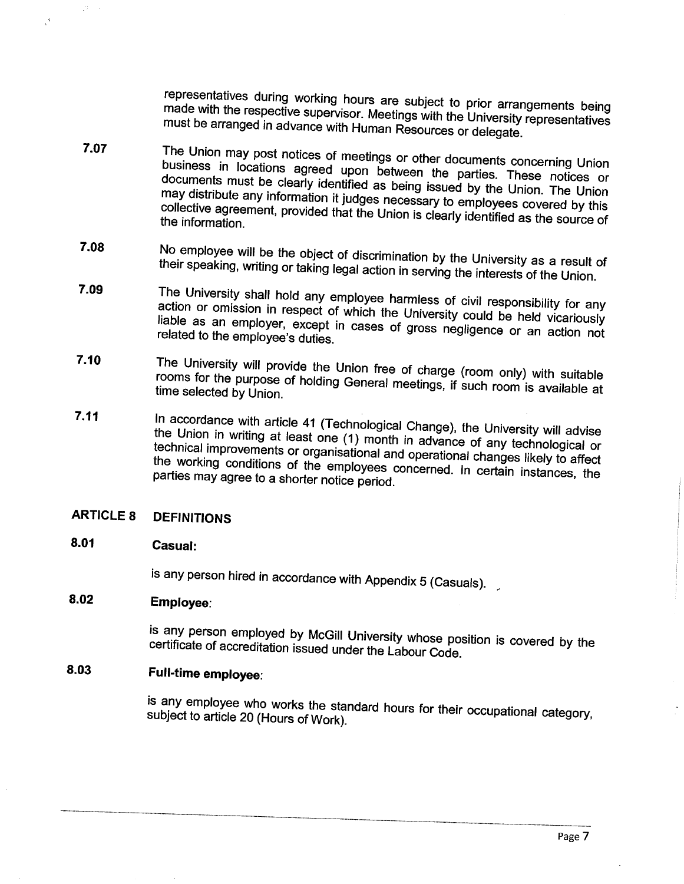representatives during working hours are subject to prior arrangements being made with the respective supervisor. Meetings with the University representatives must be arranged in advance with Human Resources or delegate.

**7.07** The Union may post notices of meetings or other documents concerning Union business in locations agreed upon between the parties. These notices or documents must be clearly identified as being issued by the Union. The Union may distribute any information it judges necessary to employees covered by this collective agreement, provided that the Union is clearly identified as the source of the information.

**7.08** No employee will be the object of discrimination by the University as a result of their speaking, writing or taking legal action in serving the interests of the Union.

**7.09** The University shall hold any employee harmless of civil responsibility for any action or omission in respect of which the University could be held vicariously liable as an employer, except in cases of gross negligence or an action not related to the employee's duties.

**7.10** The University will provide the Union free of charge (room only) with suitable rooms for the purpose of holding General meetings, if such room is available at time selected by Union.

**7.11** In accordance with article 41 (Technological Change), the University will advise the Union in writing at least one (1) month in advance of any technological or technical improvements or organisational and operational changes likely to affect the working conditions of the employees concerned. In certain instances, the parties may agree to a shorter notice period.

## ARTICLE 8 DEFINITIONS

**8.01 Casual:**

is any person hired in accordance with Appendix 5 (Casuals).

**8.02 Employee:**

is any person employed by McGill University whose position is covered by the certificate of accreditation issued under the Labour Code.

**8.03 Full-time employee:**

is any employee who works the standard hours for their occupational category, subject to article 20 (Hours of Work).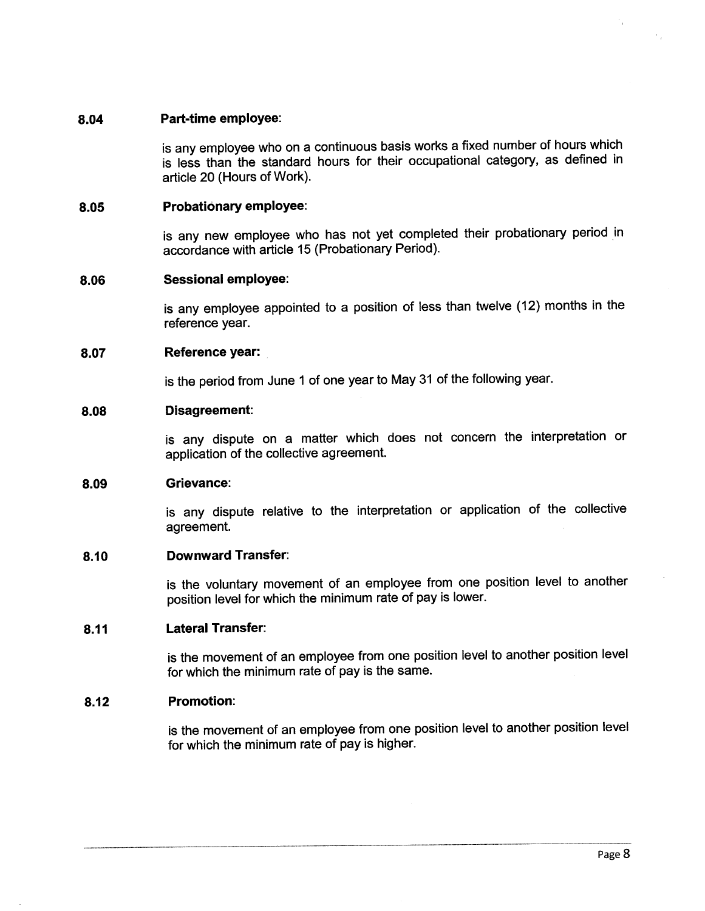**8.04 Part-time employee:**

is any employee who on a continuous basis works a fixed number of hours which is less than the standard hours for their occupational category, as defined in article 20 (Hours of Work).

**8.05 Probationary employee:**

is any new employee who has not yet completed their probationary period in accordance with article 15 (Probationary Period).

**8.06 Sessional employee:**

is any employee appointed to a position of less than twelve (12) months in the reference year.

**8.07 Reference year:**

is the period from June 1 of one year to May 31 of the following year.

**8.08 Disagreement:**

is any dispute on a matter which does not concern the interpretation or application of the collective agreement.

**8.09 Grievance:**

is any dispute relative to the interpretation or application of the collective agreement.

**8.10 Downward Transfer:**

is the voluntary movement of an employee from one position level to another position level for which the minimum rate of pay is lower.

**8.11 Lateral Transfer:**

is the movement of an employee from one position level to another position level for which the minimum rate of pay is the same.

**8.12 Promotion:**

is the movement of an employee from one position level to another position level for which the minimum rate of pay is higher.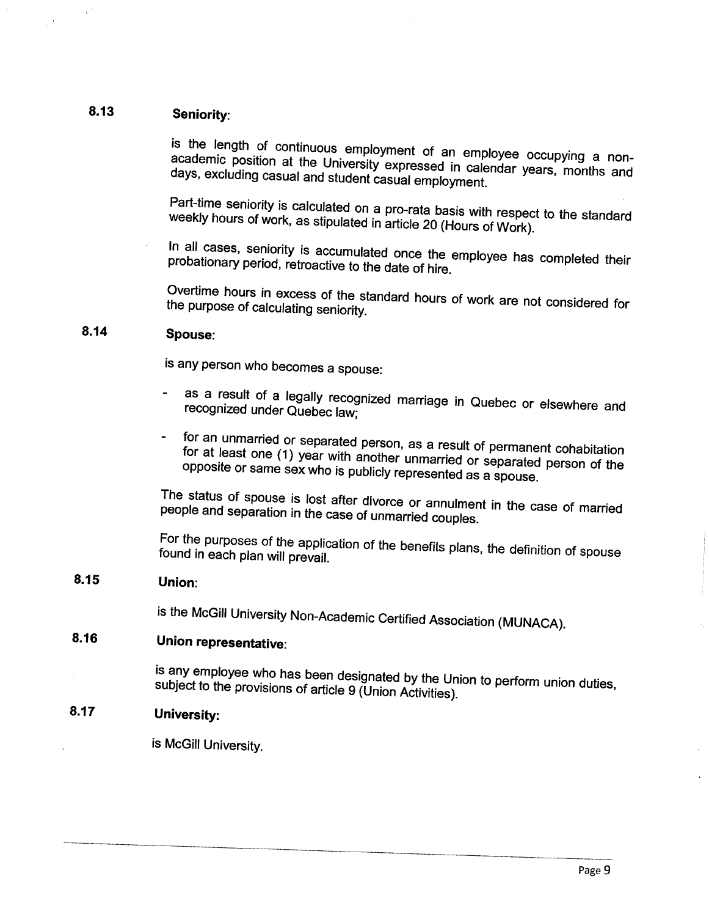**8.13 Seniority:**

is the length of continuous employment of an employee occupying a non-academic position at the University expressed in calendar years, months and days, excluding casual and student casual employment.

Part-time seniority is calculated on a pro-rata basis with respect to the standard weekly hours of work, as stipulated in article 20 (Hours of Work).

In all cases, seniority is accumulated once the employee has completed their probationary period, retroactive to the date of hire.

Overtime hours in excess of the standard hours of work are not considered for the purpose of calculating seniority.

**8.14 Spouse:**

is any person who becomes a spouse:

- as a result of a legally recognized marriage in Quebec or elsewhere and recognized under Quebec law;
- for an unmarried or separated person, as a result of permanent cohabitation for at least one (1) year with another unmarried or separated person of the opposite or same sex who is publicly represented as a spouse.

The status of spouse is lost after divorce or annulment in the case of married people and separation in the case of unmarried couples.

For the purposes of the application of the benefits plans, the definition of spouse found in each plan will prevail.

**8.15 Union:**

is the McGill University Non-Academic Certified Association (MUNACA).

**8.16 Union representative:**

is any employee who has been designated by the Union to perform union duties, subject to the provisions of article 9 (Union Activities).

**8.17 University:**

is McGill University.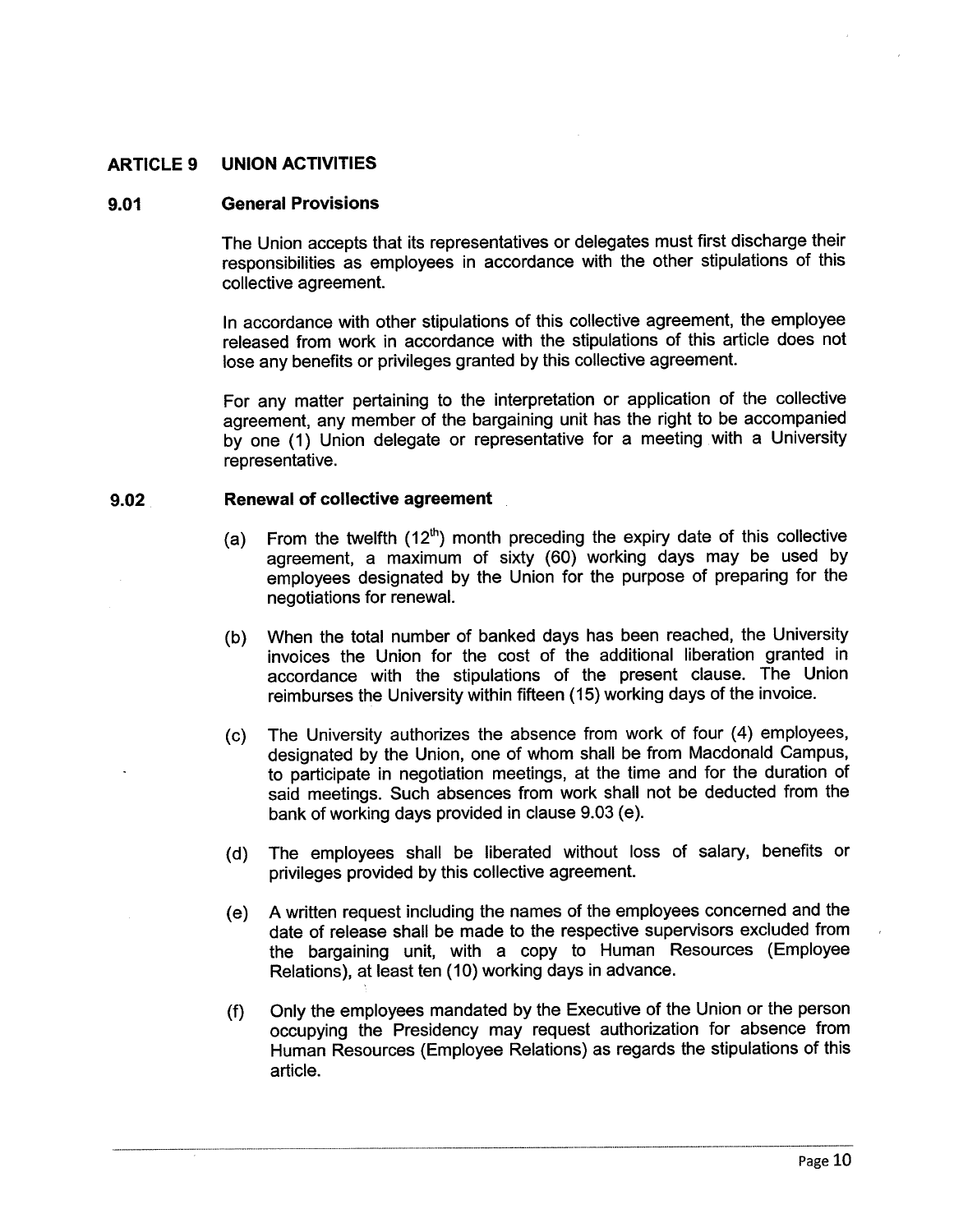## ARTICLE 9 UNION ACTIVITIES

### 9.01 General Provisions

The Union accepts that its representatives or delegates must first discharge their responsibilities as employees in accordance with the other stipulations of this collective agreement.

In accordance with other stipulations of this collective agreement, the employee released from work in accordance with the stipulations of this article does not lose any benefits or privileges granted by this collective agreement.

For any matter pertaining to the interpretation or application of the collective agreement, any member of the bargaining unit has the right to be accompanied by one (1) Union delegate or representative for a meeting with a University representative.

### 9.02 Renewal of collective agreement

(a) From the twelfth (12th) month preceding the expiry date of this collective agreement, a maximum of sixty (60) working days may be used by employees designated by the Union for the purpose of preparing for the negotiations for renewal.

(b) When the total number of banked days has been reached, the University invoices the Union for the cost of the additional liberation granted in accordance with the stipulations of the present clause. The Union reimburses the University within fifteen (15) working days of the invoice.

(c) The University authorizes the absence from work of four (4) employees, designated by the Union, one of whom shall be from Macdonald Campus, to participate in negotiation meetings, at the time and for the duration of said meetings. Such absences from work shall not be deducted from the bank of working days provided in clause 9.03 (e).

(d) The employees shall be liberated without loss of salary, benefits or privileges provided by this collective agreement.

(e) A written request including the names of the employees concerned and the date of release shall be made to the respective supervisors excluded from the bargaining unit, with a copy to Human Resources (Employee Relations), at least ten (10) working days in advance.

(f) Only the employees mandated by the Executive of the Union or the person occupying the Presidency may request authorization for absence from Human Resources (Employee Relations) as regards the stipulations of this article.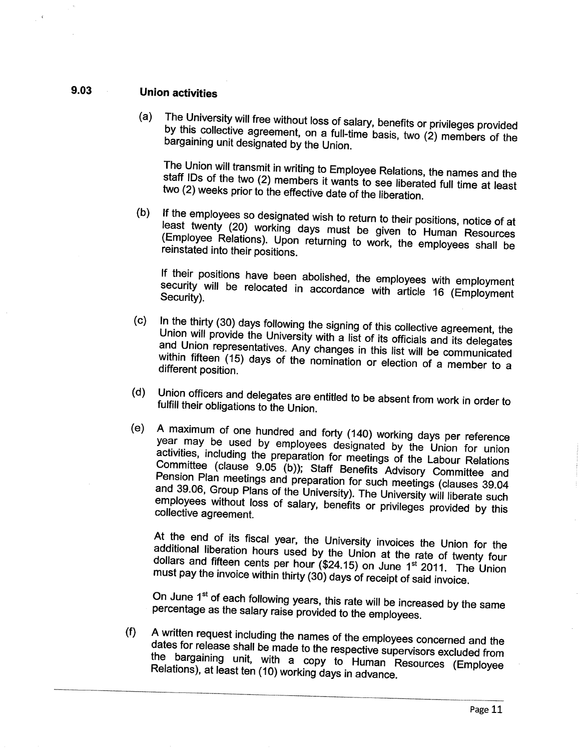## 9.03 Union activities

(a) The University will free without loss of salary, benefits or privileges provided by this collective agreement, on a full-time basis, two (2) members of the bargaining unit designated by the Union.

The Union will transmit in writing to Employee Relations, the names and the staff IDs of the two (2) members it wants to see liberated full time at least two (2) weeks prior to the effective date of the liberation.

(b) If the employees so designated wish to return to their positions, notice of at least twenty (20) working days must be given to Human Resources (Employee Relations). Upon returning to work, the employees shall be reinstated into their positions.

If their positions have been abolished, the employees with employment security will be relocated in accordance with article 16 (Employment Security).

(c) In the thirty (30) days following the signing of this collective agreement, the Union will provide the University with a list of its officials and its delegates and Union representatives. Any changes in this list will be communicated within fifteen (15) days of the nomination or election of a member to a different position.

(d) Union officers and delegates are entitled to be absent from work in order to fulfill their obligations to the Union.

(e) A maximum of one hundred and forty (140) working days per reference year may be used by employees designated by the Union for union activities, including the preparation for meetings of the Labour Relations Committee (clause 9.05 (b)); Staff Benefits Advisory Committee and Pension Plan meetings and preparation for such meetings (clauses 39.04 and 39.06, Group Plans of the University). The University will liberate such employees without loss of salary, benefits or privileges provided by this collective agreement.

At the end of its fiscal year, the University invoices the Union for the additional liberation hours used by the Union at the rate of twenty four dollars and fifteen cents per hour ($24.15) on June 1st 2011. The Union must pay the invoice within thirty (30) days of receipt of said invoice.

On June 1st of each following years, this rate will be increased by the same percentage as the salary raise provided to the employees.

(f) A written request including the names of the employees concerned and the dates for release shall be made to the respective supervisors excluded from the bargaining unit, with a copy to Human Resources (Employee Relations), at least ten (10) working days in advance.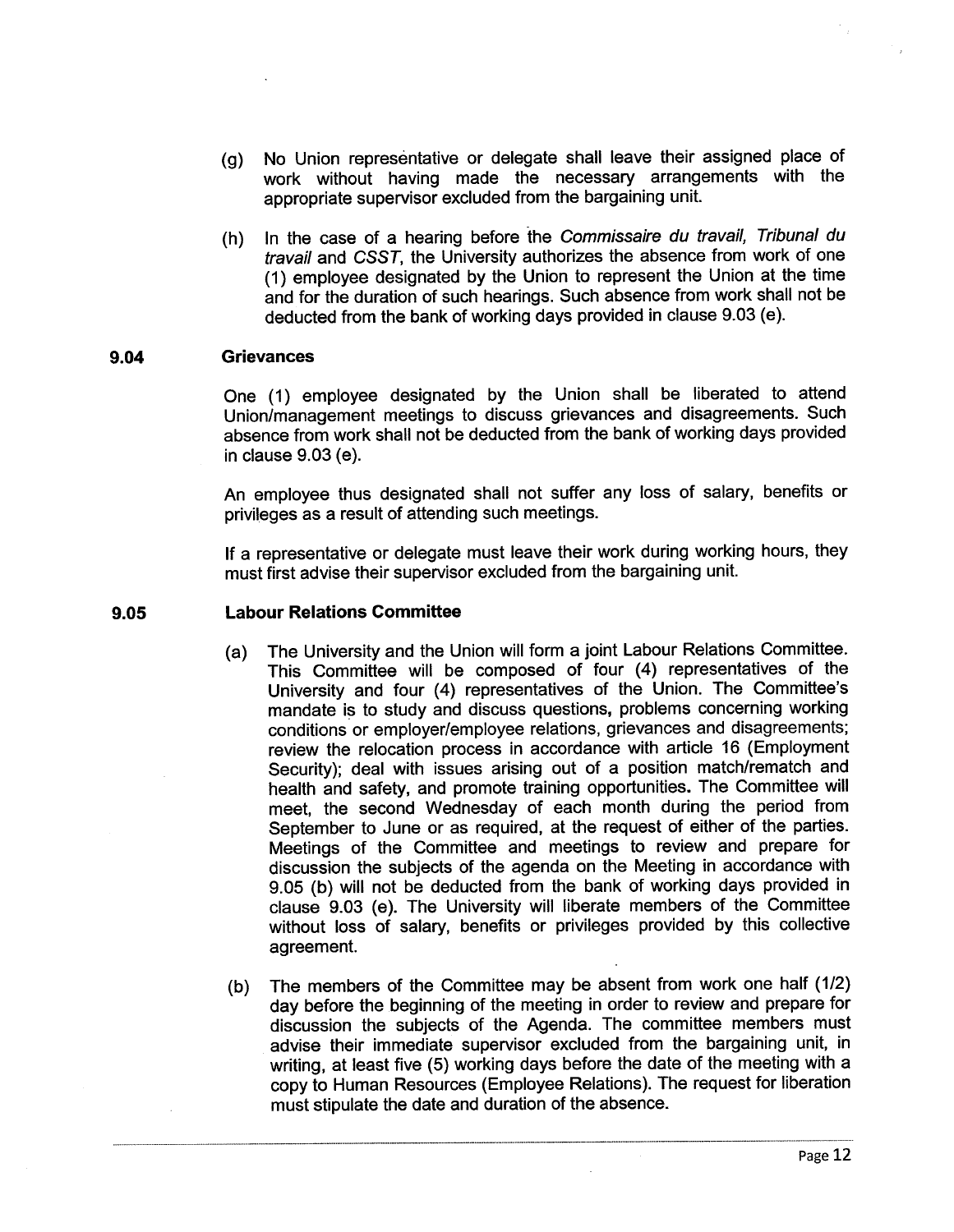(g) No Union representative or delegate shall leave their assigned place of work without having made the necessary arrangements with the appropriate supervisor excluded from the bargaining unit.

(h) In the case of a hearing before the *Commissaire du travail, Tribunal du travail* and *CSST*, the University authorizes the absence from work of one (1) employee designated by the Union to represent the Union at the time and for the duration of such hearings. Such absence from work shall not be deducted from the bank of working days provided in clause 9.03 (e).

**9.04 Grievances**

One (1) employee designated by the Union shall be liberated to attend Union/management meetings to discuss grievances and disagreements. Such absence from work shall not be deducted from the bank of working days provided in clause 9.03 (e).

An employee thus designated shall not suffer any loss of salary, benefits or privileges as a result of attending such meetings.

If a representative or delegate must leave their work during working hours, they must first advise their supervisor excluded from the bargaining unit.

**9.05 Labour Relations Committee**

(a) The University and the Union will form a joint Labour Relations Committee. This Committee will be composed of four (4) representatives of the University and four (4) representatives of the Union. The Committee's mandate is to study and discuss questions, problems concerning working conditions or employer/employee relations, grievances and disagreements; review the relocation process in accordance with article 16 (Employment Security); deal with issues arising out of a position match/rematch and health and safety, and promote training opportunities. The Committee will meet, the second Wednesday of each month during the period from September to June or as required, at the request of either of the parties. Meetings of the Committee and meetings to review and prepare for discussion the subjects of the agenda on the Meeting in accordance with 9.05 (b) will not be deducted from the bank of working days provided in clause 9.03 (e). The University will liberate members of the Committee without loss of salary, benefits or privileges provided by this collective agreement.

(b) The members of the Committee may be absent from work one half (1/2) day before the beginning of the meeting in order to review and prepare for discussion the subjects of the Agenda. The committee members must advise their immediate supervisor excluded from the bargaining unit, in writing, at least five (5) working days before the date of the meeting with a copy to Human Resources (Employee Relations). The request for liberation must stipulate the date and duration of the absence.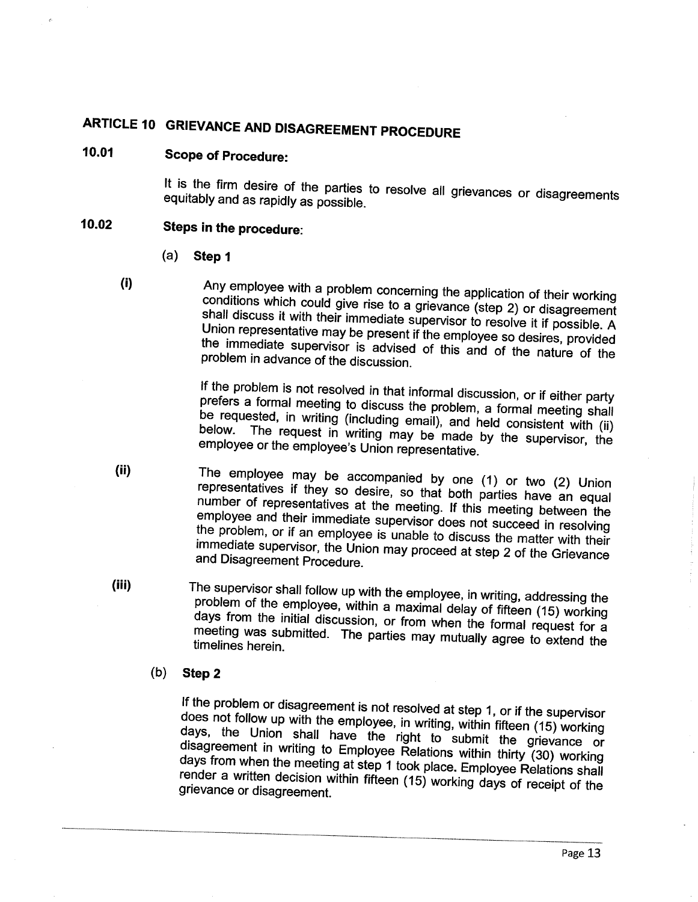## ARTICLE 10 GRIEVANCE AND DISAGREEMENT PROCEDURE

### 10.01 Scope of Procedure:

It is the firm desire of the parties to resolve all grievances or disagreements equitably and as rapidly as possible.

### 10.02 Steps in the procedure:

(a) **Step 1**

**(i)** Any employee with a problem concerning the application of their working conditions which could give rise to a grievance (step 2) or disagreement shall discuss it with their immediate supervisor to resolve it if possible. A Union representative may be present if the employee so desires, provided the immediate supervisor is advised of this and of the nature of the problem in advance of the discussion.

If the problem is not resolved in that informal discussion, or if either party prefers a formal meeting to discuss the problem, a formal meeting shall be requested, in writing (including email), and held consistent with (ii) below. The request in writing may be made by the supervisor, the employee or the employee's Union representative.

**(ii)** The employee may be accompanied by one (1) or two (2) Union representatives if they so desire, so that both parties have an equal number of representatives at the meeting. If this meeting between the employee and their immediate supervisor does not succeed in resolving the problem, or if an employee is unable to discuss the matter with their immediate supervisor, the Union may proceed at step 2 of the Grievance and Disagreement Procedure.

**(iii)** The supervisor shall follow up with the employee, in writing, addressing the problem of the employee, within a maximal delay of fifteen (15) working days from the initial discussion, or from when the formal request for a meeting was submitted. The parties may mutually agree to extend the timelines herein.

(b) **Step 2**

If the problem or disagreement is not resolved at step 1, or if the supervisor does not follow up with the employee, in writing, within fifteen (15) working days, the Union shall have the right to submit the grievance or disagreement in writing to Employee Relations within thirty (30) working days from when the meeting at step 1 took place. Employee Relations shall render a written decision within fifteen (15) working days of receipt of the grievance or disagreement.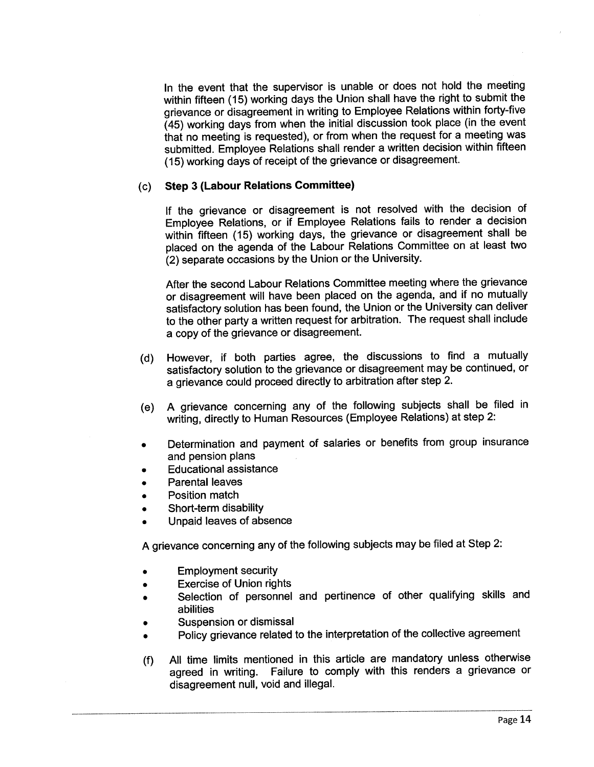In the event that the supervisor is unable or does not hold the meeting within fifteen (15) working days the Union shall have the right to submit the grievance or disagreement in writing to Employee Relations within forty-five (45) working days from when the initial discussion took place (in the event that no meeting is requested), or from when the request for a meeting was submitted. Employee Relations shall render a written decision within fifteen (15) working days of receipt of the grievance or disagreement.

(c) **Step 3 (Labour Relations Committee)**

If the grievance or disagreement is not resolved with the decision of Employee Relations, or if Employee Relations fails to render a decision within fifteen (15) working days, the grievance or disagreement shall be placed on the agenda of the Labour Relations Committee on at least two (2) separate occasions by the Union or the University.

After the second Labour Relations Committee meeting where the grievance or disagreement will have been placed on the agenda, and if no mutually satisfactory solution has been found, the Union or the University can deliver to the other party a written request for arbitration. The request shall include a copy of the grievance or disagreement.

(d) However, if both parties agree, the discussions to find a mutually satisfactory solution to the grievance or disagreement may be continued, or a grievance could proceed directly to arbitration after step 2.

(e) A grievance concerning any of the following subjects shall be filed in writing, directly to Human Resources (Employee Relations) at step 2:

- Determination and payment of salaries or benefits from group insurance and pension plans
- Educational assistance
- Parental leaves
- Position match
- Short-term disability
- Unpaid leaves of absence

A grievance concerning any of the following subjects may be filed at Step 2:

- Employment security
- Exercise of Union rights
- Selection of personnel and pertinence of other qualifying skills and abilities
- Suspension or dismissal
- Policy grievance related to the interpretation of the collective agreement

(f) All time limits mentioned in this article are mandatory unless otherwise agreed in writing. Failure to comply with this renders a grievance or disagreement null, void and illegal.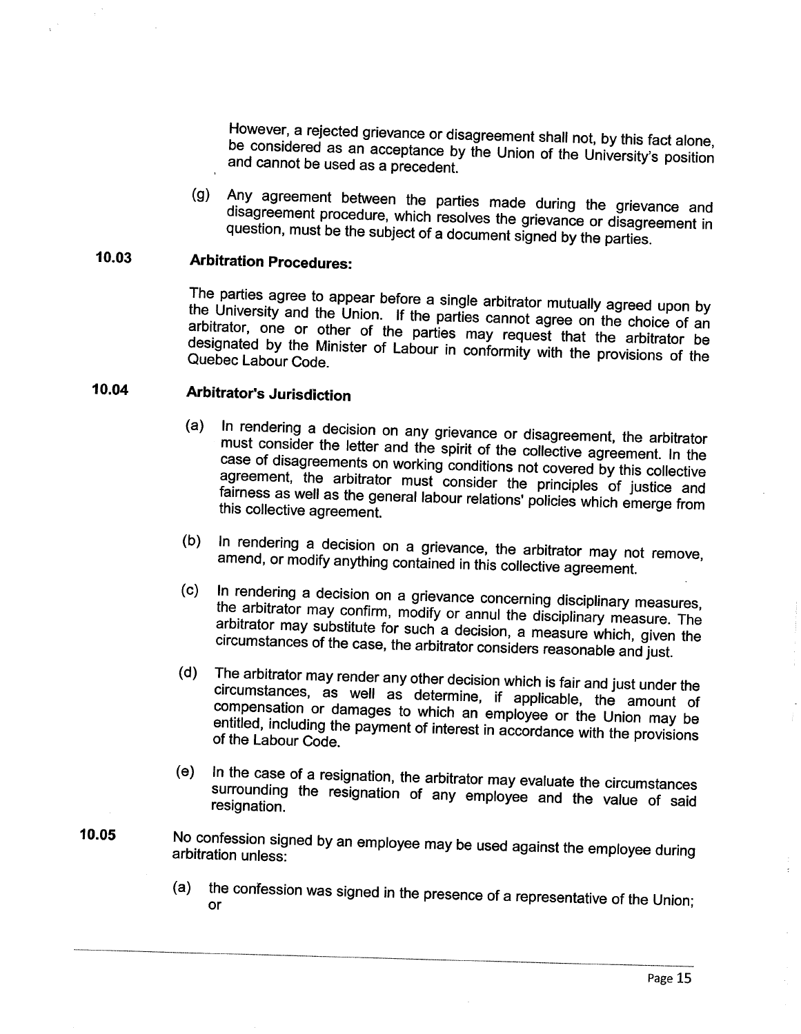However, a rejected grievance or disagreement shall not, by this fact alone, be considered as an acceptance by the Union of the University's position and cannot be used as a precedent.

(g) Any agreement between the parties made during the grievance and disagreement procedure, which resolves the grievance or disagreement in question, must be the subject of a document signed by the parties.

## 10.03 Arbitration Procedures:

The parties agree to appear before a single arbitrator mutually agreed upon by the University and the Union. If the parties cannot agree on the choice of an arbitrator, one or other of the parties may request that the arbitrator be designated by the Minister of Labour in conformity with the provisions of the Quebec Labour Code.

## 10.04 Arbitrator's Jurisdiction

(a) In rendering a decision on any grievance or disagreement, the arbitrator must consider the letter and the spirit of the collective agreement. In the case of disagreements on working conditions not covered by this collective agreement, the arbitrator must consider the principles of justice and fairness as well as the general labour relations' policies which emerge from this collective agreement.

(b) In rendering a decision on a grievance, the arbitrator may not remove, amend, or modify anything contained in this collective agreement.

(c) In rendering a decision on a grievance concerning disciplinary measures, the arbitrator may confirm, modify or annul the disciplinary measure. The arbitrator may substitute for such a decision, a measure which, given the circumstances of the case, the arbitrator considers reasonable and just.

(d) The arbitrator may render any other decision which is fair and just under the circumstances, as well as determine, if applicable, the amount of compensation or damages to which an employee or the Union may be entitled, including the payment of interest in accordance with the provisions of the Labour Code.

(e) In the case of a resignation, the arbitrator may evaluate the circumstances surrounding the resignation of any employee and the value of said resignation.

## 10.05

No confession signed by an employee may be used against the employee during arbitration unless:

(a) the confession was signed in the presence of a representative of the Union; or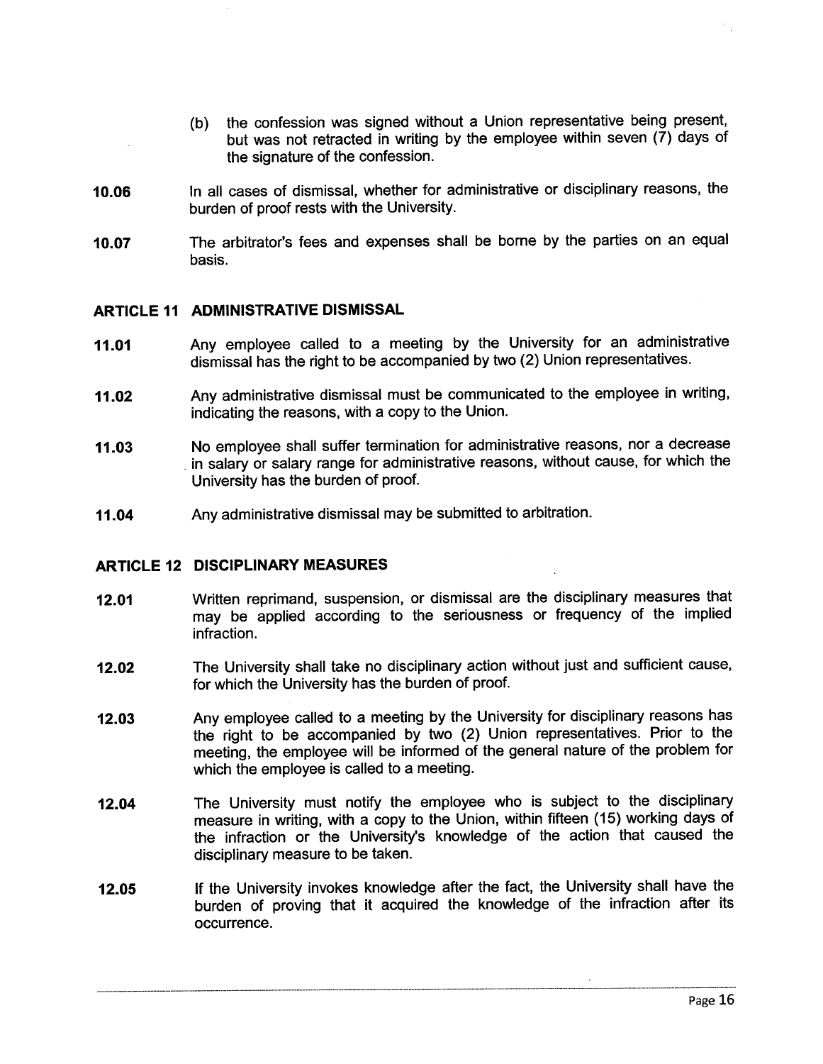(b) the confession was signed without a Union representative being present, but was not retracted in writing by the employee within seven (7) days of the signature of the confession.

**10.06** In all cases of dismissal, whether for administrative or disciplinary reasons, the burden of proof rests with the University.

**10.07** The arbitrator's fees and expenses shall be borne by the parties on an equal basis.

## ARTICLE 11 ADMINISTRATIVE DISMISSAL

**11.01** Any employee called to a meeting by the University for an administrative dismissal has the right to be accompanied by two (2) Union representatives.

**11.02** Any administrative dismissal must be communicated to the employee in writing, indicating the reasons, with a copy to the Union.

**11.03** No employee shall suffer termination for administrative reasons, nor a decrease in salary or salary range for administrative reasons, without cause, for which the University has the burden of proof.

**11.04** Any administrative dismissal may be submitted to arbitration.

## ARTICLE 12 DISCIPLINARY MEASURES

**12.01** Written reprimand, suspension, or dismissal are the disciplinary measures that may be applied according to the seriousness or frequency of the implied infraction.

**12.02** The University shall take no disciplinary action without just and sufficient cause, for which the University has the burden of proof.

**12.03** Any employee called to a meeting by the University for disciplinary reasons has the right to be accompanied by two (2) Union representatives. Prior to the meeting, the employee will be informed of the general nature of the problem for which the employee is called to a meeting.

**12.04** The University must notify the employee who is subject to the disciplinary measure in writing, with a copy to the Union, within fifteen (15) working days of the infraction or the University's knowledge of the action that caused the disciplinary measure to be taken.

**12.05** If the University invokes knowledge after the fact, the University shall have the burden of proving that it acquired the knowledge of the infraction after its occurrence.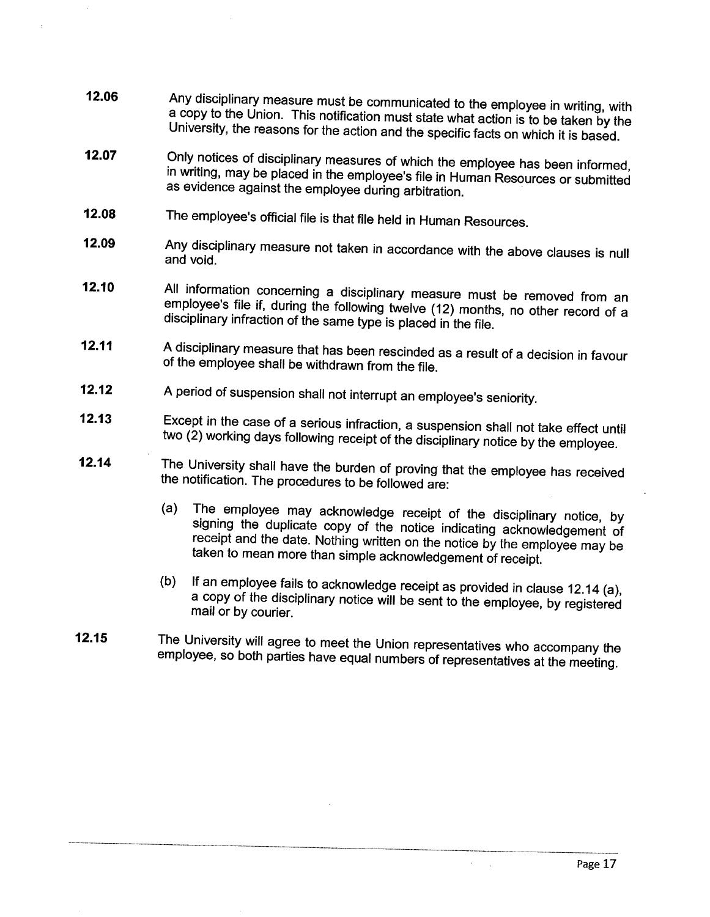**12.06** Any disciplinary measure must be communicated to the employee in writing, with a copy to the Union. This notification must state what action is to be taken by the University, the reasons for the action and the specific facts on which it is based.

**12.07** Only notices of disciplinary measures of which the employee has been informed, in writing, may be placed in the employee's file in Human Resources or submitted as evidence against the employee during arbitration.

**12.08** The employee's official file is that file held in Human Resources.

**12.09** Any disciplinary measure not taken in accordance with the above clauses is null and void.

**12.10** All information concerning a disciplinary measure must be removed from an employee's file if, during the following twelve (12) months, no other record of a disciplinary infraction of the same type is placed in the file.

**12.11** A disciplinary measure that has been rescinded as a result of a decision in favour of the employee shall be withdrawn from the file.

**12.12** A period of suspension shall not interrupt an employee's seniority.

**12.13** Except in the case of a serious infraction, a suspension shall not take effect until two (2) working days following receipt of the disciplinary notice by the employee.

**12.14** The University shall have the burden of proving that the employee has received the notification. The procedures to be followed are:

(a) The employee may acknowledge receipt of the disciplinary notice, by signing the duplicate copy of the notice indicating acknowledgement of receipt and the date. Nothing written on the notice by the employee may be taken to mean more than simple acknowledgement of receipt.

(b) If an employee fails to acknowledge receipt as provided in clause 12.14 (a), a copy of the disciplinary notice will be sent to the employee, by registered mail or by courier.

**12.15** The University will agree to meet the Union representatives who accompany the employee, so both parties have equal numbers of representatives at the meeting.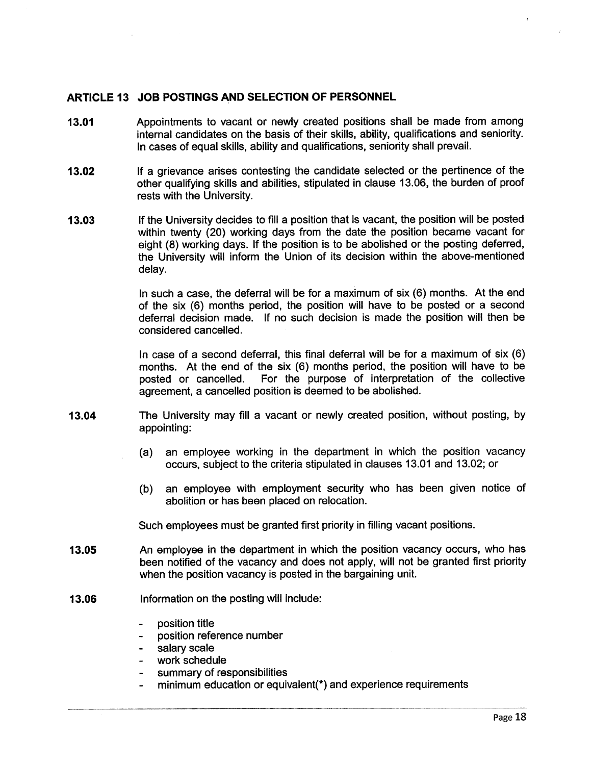## ARTICLE 13 JOB POSTINGS AND SELECTION OF PERSONNEL

**13.01** Appointments to vacant or newly created positions shall be made from among internal candidates on the basis of their skills, ability, qualifications and seniority. In cases of equal skills, ability and qualifications, seniority shall prevail.

**13.02** If a grievance arises contesting the candidate selected or the pertinence of the other qualifying skills and abilities, stipulated in clause 13.06, the burden of proof rests with the University.

**13.03** If the University decides to fill a position that is vacant, the position will be posted within twenty (20) working days from the date the position became vacant for eight (8) working days. If the position is to be abolished or the posting deferred, the University will inform the Union of its decision within the above-mentioned delay.

In such a case, the deferral will be for a maximum of six (6) months. At the end of the six (6) months period, the position will have to be posted or a second deferral decision made. If no such decision is made the position will then be considered cancelled.

In case of a second deferral, this final deferral will be for a maximum of six (6) months. At the end of the six (6) months period, the position will have to be posted or cancelled. For the purpose of interpretation of the collective agreement, a cancelled position is deemed to be abolished.

**13.04** The University may fill a vacant or newly created position, without posting, by appointing:

(a) an employee working in the department in which the position vacancy occurs, subject to the criteria stipulated in clauses 13.01 and 13.02; or

(b) an employee with employment security who has been given notice of abolition or has been placed on relocation.

Such employees must be granted first priority in filling vacant positions.

**13.05** An employee in the department in which the position vacancy occurs, who has been notified of the vacancy and does not apply, will not be granted first priority when the position vacancy is posted in the bargaining unit.

**13.06** Information on the posting will include:

- position title
- position reference number
- salary scale
- work schedule
- summary of responsibilities
- minimum education or equivalent(*) and experience requirements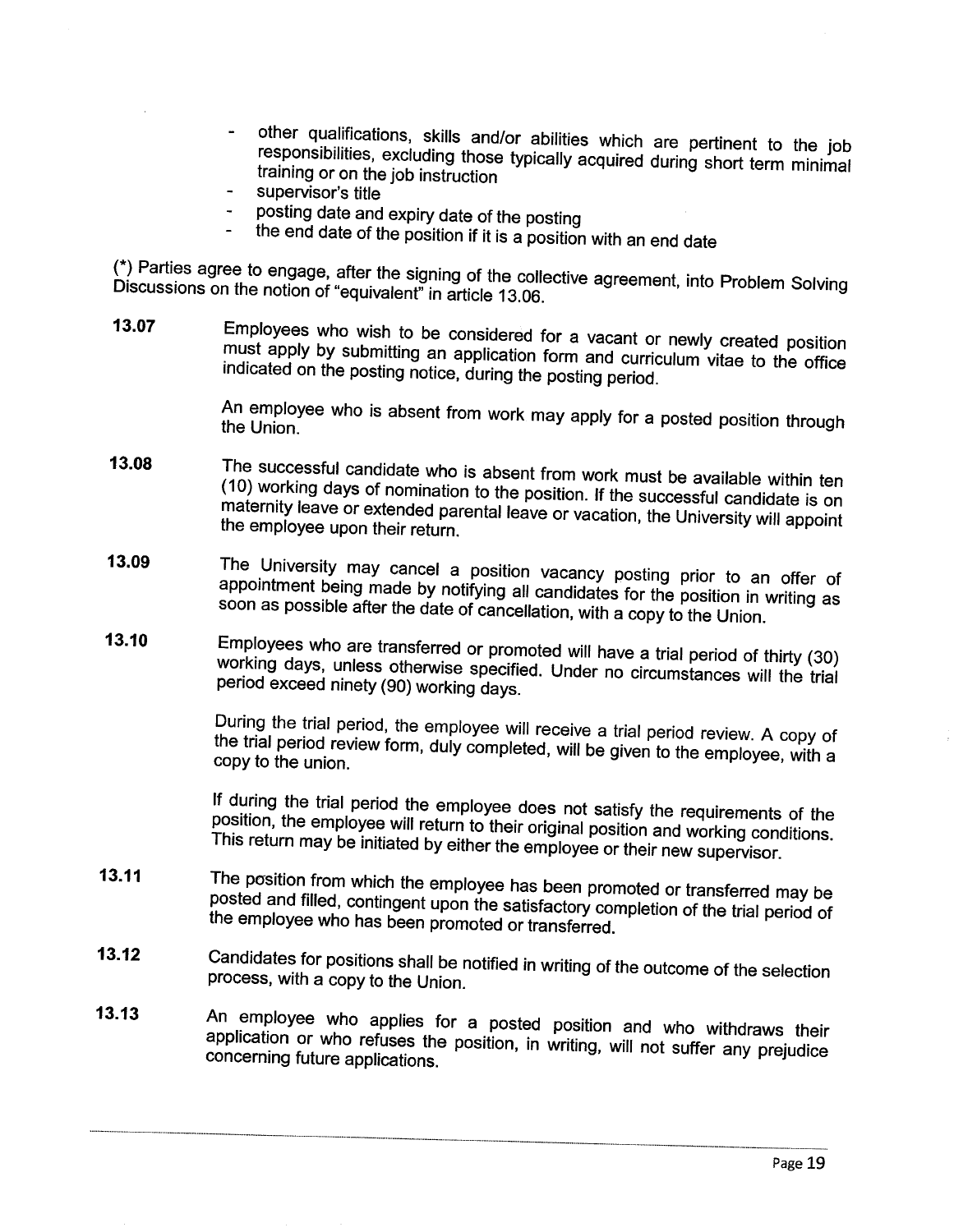- other qualifications, skills and/or abilities which are pertinent to the job responsibilities, excluding those typically acquired during short term minimal training or on the job instruction
- supervisor's title
- posting date and expiry date of the posting
- the end date of the position if it is a position with an end date

(*) Parties agree to engage, after the signing of the collective agreement, into Problem Solving Discussions on the notion of "equivalent" in article 13.06.

**13.07** Employees who wish to be considered for a vacant or newly created position must apply by submitting an application form and curriculum vitae to the office indicated on the posting notice, during the posting period.

An employee who is absent from work may apply for a posted position through the Union.

**13.08** The successful candidate who is absent from work must be available within ten (10) working days of nomination to the position. If the successful candidate is on maternity leave or extended parental leave or vacation, the University will appoint the employee upon their return.

**13.09** The University may cancel a position vacancy posting prior to an offer of appointment being made by notifying all candidates for the position in writing as soon as possible after the date of cancellation, with a copy to the Union.

**13.10** Employees who are transferred or promoted will have a trial period of thirty (30) working days, unless otherwise specified. Under no circumstances will the trial period exceed ninety (90) working days.

During the trial period, the employee will receive a trial period review. A copy of the trial period review form, duly completed, will be given to the employee, with a copy to the union.

If during the trial period the employee does not satisfy the requirements of the position, the employee will return to their original position and working conditions. This return may be initiated by either the employee or their new supervisor.

**13.11** The position from which the employee has been promoted or transferred may be posted and filled, contingent upon the satisfactory completion of the trial period of the employee who has been promoted or transferred.

**13.12** Candidates for positions shall be notified in writing of the outcome of the selection process, with a copy to the Union.

**13.13** An employee who applies for a posted position and who withdraws their application or who refuses the position, in writing, will not suffer any prejudice concerning future applications.